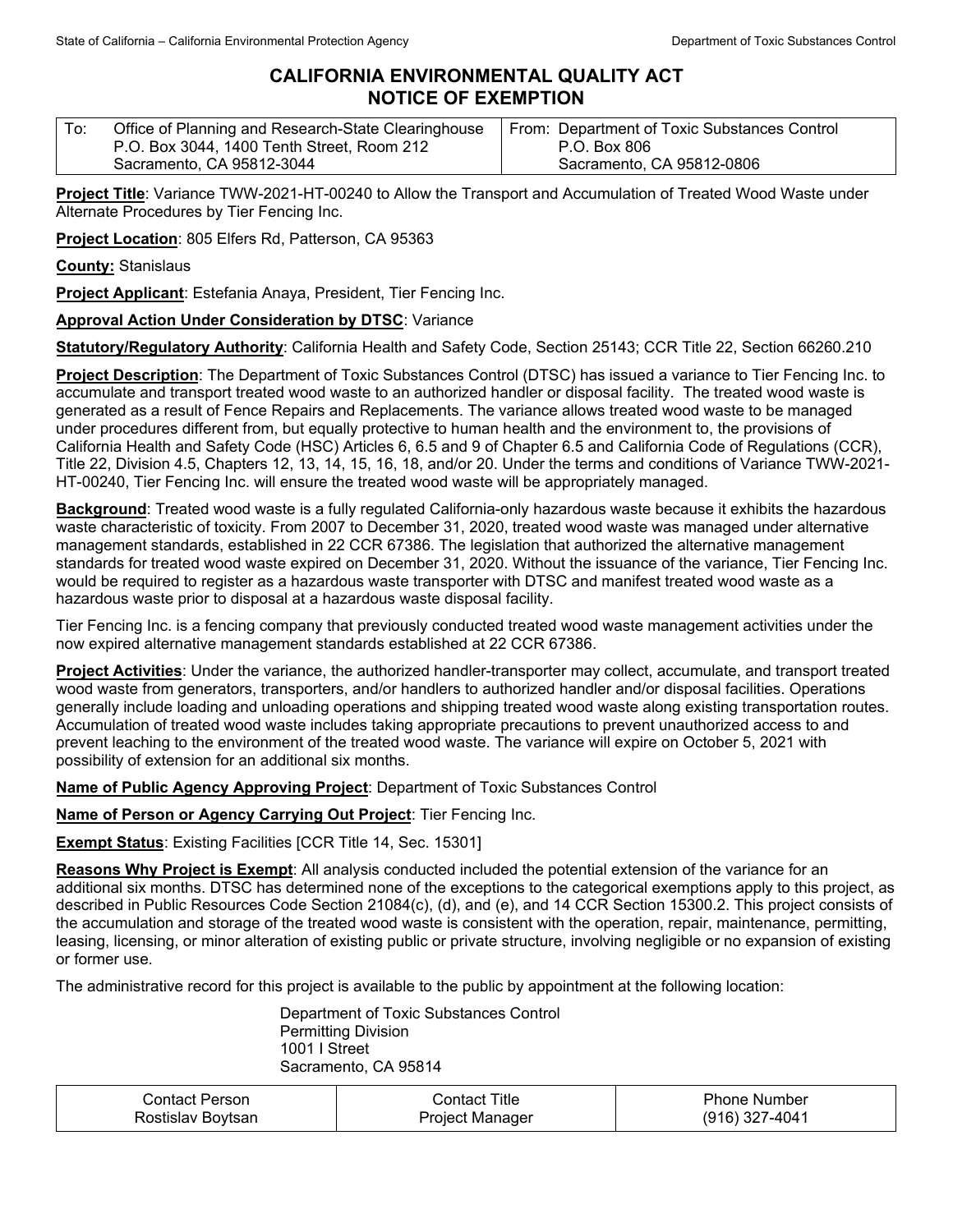# CALIFORNIA ENVIRONMENTAL QUALITY ACT
# NOTICE OF EXEMPTION

| To: Office of Planning and Research-State Clearinghouse<br>P.O. Box 3044, 1400 Tenth Street, Room 212<br>Sacramento, CA 95812-3044 | From: Department of Toxic Substances Control<br>P.O. Box 806<br>Sacramento, CA 95812-0806 |
|---|---|

**Project Title**: Variance TWW-2021-HT-00240 to Allow the Transport and Accumulation of Treated Wood Waste under Alternate Procedures by Tier Fencing Inc.

**Project Location**: 805 Elfers Rd, Patterson, CA 95363

**County:** Stanislaus

**Project Applicant**: Estefania Anaya, President, Tier Fencing Inc.

**Approval Action Under Consideration by DTSC**: Variance

**Statutory/Regulatory Authority**: California Health and Safety Code, Section 25143; CCR Title 22, Section 66260.210

**Project Description**: The Department of Toxic Substances Control (DTSC) has issued a variance to Tier Fencing Inc. to accumulate and transport treated wood waste to an authorized handler or disposal facility. The treated wood waste is generated as a result of Fence Repairs and Replacements. The variance allows treated wood waste to be managed under procedures different from, but equally protective to human health and the environment to, the provisions of California Health and Safety Code (HSC) Articles 6, 6.5 and 9 of Chapter 6.5 and California Code of Regulations (CCR), Title 22, Division 4.5, Chapters 12, 13, 14, 15, 16, 18, and/or 20. Under the terms and conditions of Variance TWW-2021-HT-00240, Tier Fencing Inc. will ensure the treated wood waste will be appropriately managed.

**Background**: Treated wood waste is a fully regulated California-only hazardous waste because it exhibits the hazardous waste characteristic of toxicity. From 2007 to December 31, 2020, treated wood waste was managed under alternative management standards, established in 22 CCR 67386. The legislation that authorized the alternative management standards for treated wood waste expired on December 31, 2020. Without the issuance of the variance, Tier Fencing Inc. would be required to register as a hazardous waste transporter with DTSC and manifest treated wood waste as a hazardous waste prior to disposal at a hazardous waste disposal facility.

Tier Fencing Inc. is a fencing company that previously conducted treated wood waste management activities under the now expired alternative management standards established at 22 CCR 67386.

**Project Activities**: Under the variance, the authorized handler-transporter may collect, accumulate, and transport treated wood waste from generators, transporters, and/or handlers to authorized handler and/or disposal facilities. Operations generally include loading and unloading operations and shipping treated wood waste along existing transportation routes. Accumulation of treated wood waste includes taking appropriate precautions to prevent unauthorized access to and prevent leaching to the environment of the treated wood waste. The variance will expire on October 5, 2021 with possibility of extension for an additional six months.

**Name of Public Agency Approving Project**: Department of Toxic Substances Control

**Name of Person or Agency Carrying Out Project**: Tier Fencing Inc.

**Exempt Status**: Existing Facilities [CCR Title 14, Sec. 15301]

**Reasons Why Project is Exempt**: All analysis conducted included the potential extension of the variance for an additional six months. DTSC has determined none of the exceptions to the categorical exemptions apply to this project, as described in Public Resources Code Section 21084(c), (d), and (e), and 14 CCR Section 15300.2. This project consists of the accumulation and storage of the treated wood waste is consistent with the operation, repair, maintenance, permitting, leasing, licensing, or minor alteration of existing public or private structure, involving negligible or no expansion of existing or former use.

The administrative record for this project is available to the public by appointment at the following location:

Department of Toxic Substances Control
Permitting Division
1001 I Street
Sacramento, CA 95814

| Contact Person | Contact Title | Phone Number |
|---|---|---|
| Rostislav Boytsan | Project Manager | (916) 327-4041 |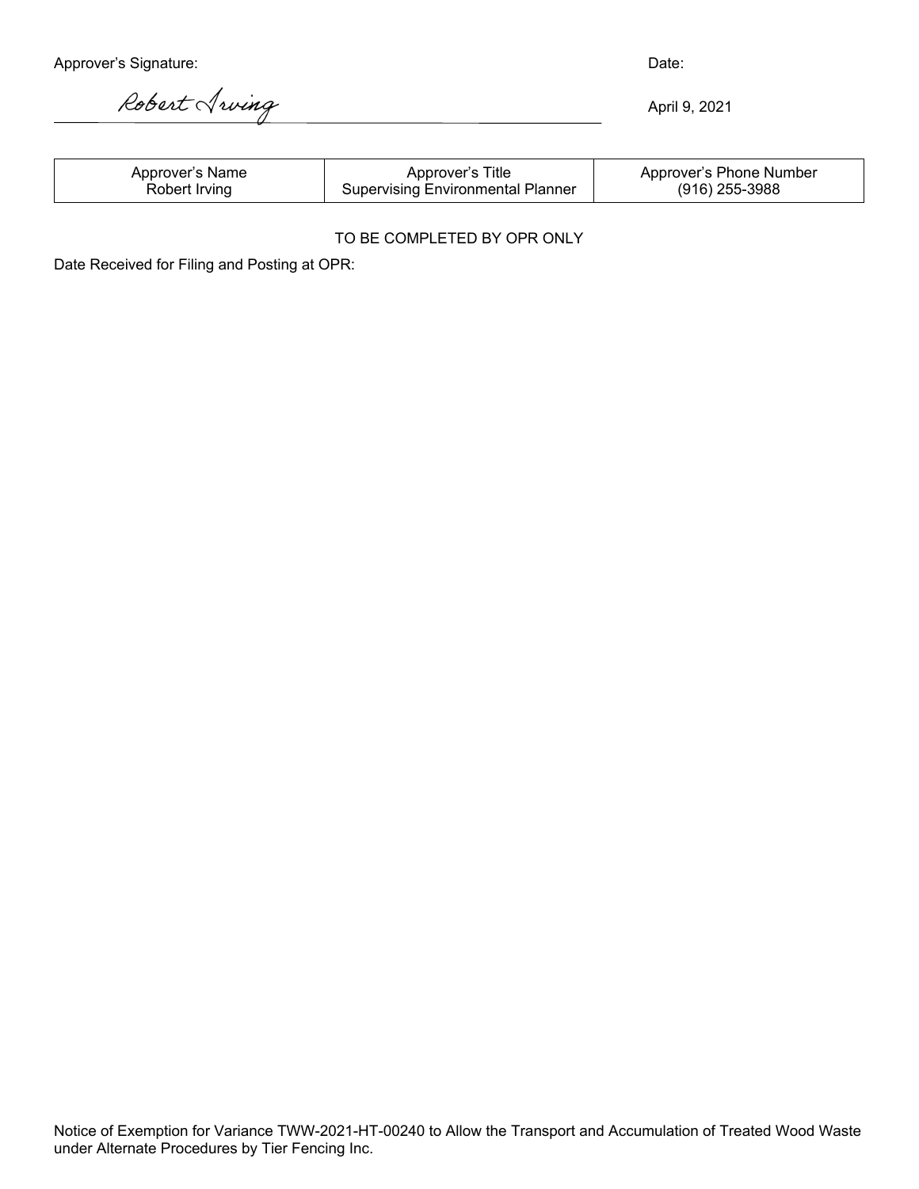Approver's Signature:

Robert Irving

Date:

April 9, 2021

| Approver's Name | Approver's Title | Approver's Phone Number |
| --- | --- | --- |
| Robert Irving | Supervising Environmental Planner | (916) 255-3988 |

TO BE COMPLETED BY OPR ONLY

Date Received for Filing and Posting at OPR: